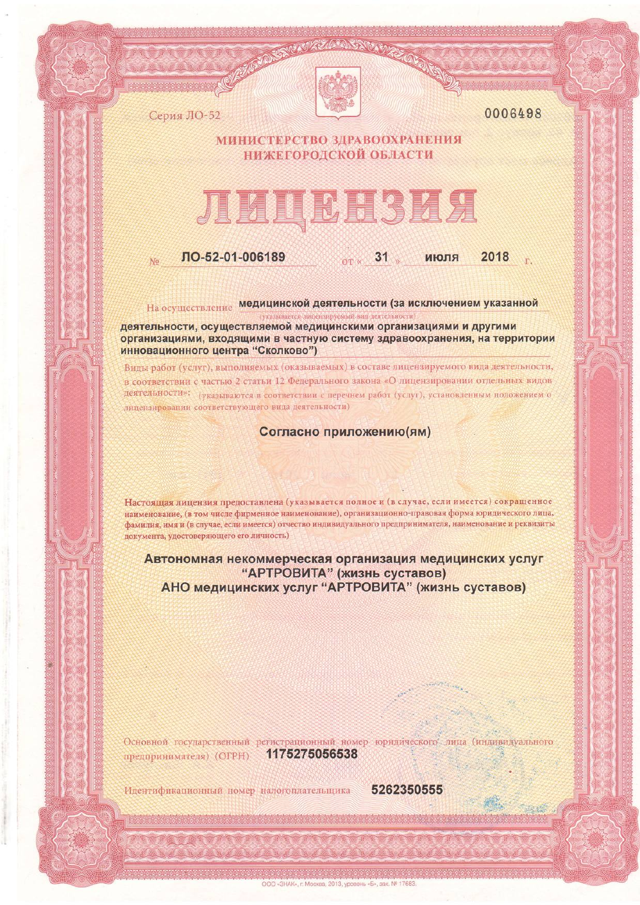Серия ЛО-52 0006498

## МИНИСТЕРСТВО ЗДРАВООХРАНЕНИЯ НИЖЕГОРОДСКОЙ ОБЛАСТИ

# ЛИЦЕНЗИЯ

№ **ЛО-52-01-006189** от « **31** » **июля** **2018** г.

На осуществление **медицинской деятельности (за исключением указанной деятельности, осуществляемой медицинскими организациями и другими организациями, входящими в частную систему здравоохранения, на территории инновационного центра "Сколково")**

(указывается лицензируемый вид деятельности)

Виды работ (услуг), выполняемых (оказываемых) в составе лицензируемого вида деятельности, в соответствии с частью 2 статьи 12 Федерального закона «О лицензировании отдельных видов деятельности»: (указываются в соответствии с перечнем работ (услуг), установленным положением о лицензировании соответствующего вида деятельности)

**Согласно приложению(ям)**

Настоящая лицензия предоставлена (указывается полное и (в случае, если имеется) сокращенное наименование, (в том числе фирменное наименование), организационно-правовая форма юридического лица, фамилия, имя и (в случае, если имеется) отчество индивидуального предпринимателя, наименование и реквизиты документа, удостоверяющего его личность)

**Автономная некоммерческая организация медицинских услуг "АРТРОВИТА" (жизнь суставов)**
**АНО медицинских услуг "АРТРОВИТА" (жизнь суставов)**

Основной государственный регистрационный номер юридического лица (индивидуального предпринимателя) (ОГРН) **1175275056538**

Идентификационный номер налогоплательщика **5262350555**

ООО «ЗНАК», г. Москва, 2013, уровень «Б», зак. № 17683.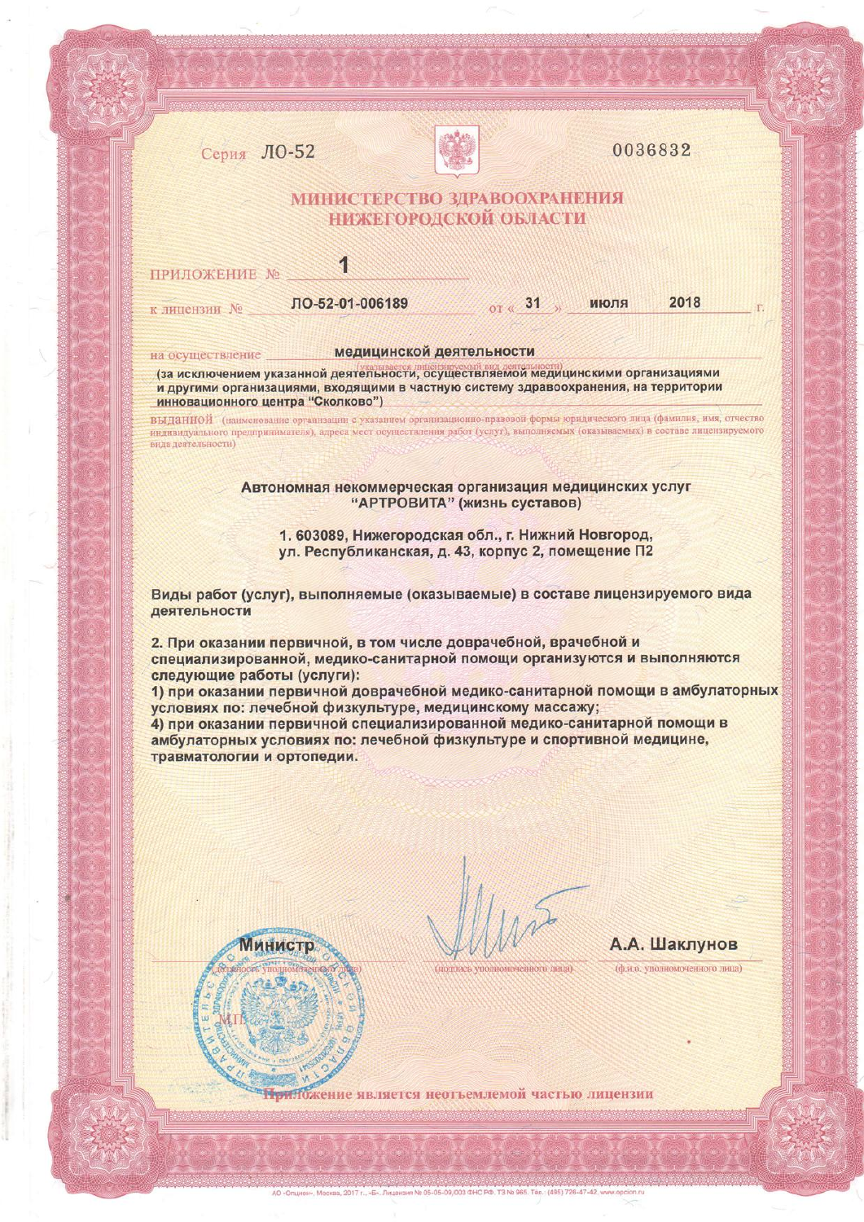Серия ЛО-52 0036832

# МИНИСТЕРСТВО ЗДРАВООХРАНЕНИЯ НИЖЕГОРОДСКОЙ ОБЛАСТИ

ПРИЛОЖЕНИЕ № **1**

к лицензии № **ЛО-52-01-006189** от « **31** » **июля** **2018** г.

на осуществление **медицинской деятельности**

(указывается лицензируемый вид деятельности)

**(за исключением указанной деятельности, осуществляемой медицинскими организациями и другими организациями, входящими в частную систему здравоохранения, на территории инновационного центра "Сколково")**

выданной (наименование организации с указанием организационно-правовой формы юридического лица (фамилия, имя, отчество индивидуального предпринимателя), адреса мест осуществления работ (услуг), выполняемых (оказываемых) в составе лицензируемого вида деятельности)

**Автономная некоммерческая организация медицинских услуг "АРТРОВИТА" (жизнь суставов)**

**1. 603089, Нижегородская обл., г. Нижний Новгород, ул. Республиканская, д. 43, корпус 2, помещение П2**

**Виды работ (услуг), выполняемые (оказываемые) в составе лицензируемого вида деятельности**

**2. При оказании первичной, в том числе доврачебной, врачебной и специализированной, медико-санитарной помощи организуются и выполняются следующие работы (услуги):**

**1) при оказании первичной доврачебной медико-санитарной помощи в амбулаторных условиях по: лечебной физкультуре, медицинскому массажу;**

**4) при оказании первичной специализированной медико-санитарной помощи в амбулаторных условиях по: лечебной физкультуре и спортивной медицине, травматологии и ортопедии.**

**Министр** (должность уполномоченного лица) (подпись уполномоченного лица) **А.А. Шаклунов** (ф.и.о. уполномоченного лица)

М.П.

Приложение является неотъемлемой частью лицензии

АО «Опцион», Москва, 2017 г., «Б», Лицензия № 05-05-09/003 ФНС РФ, ТЗ № 965, Тел.: (495) 726-47-42, www.opcion.ru